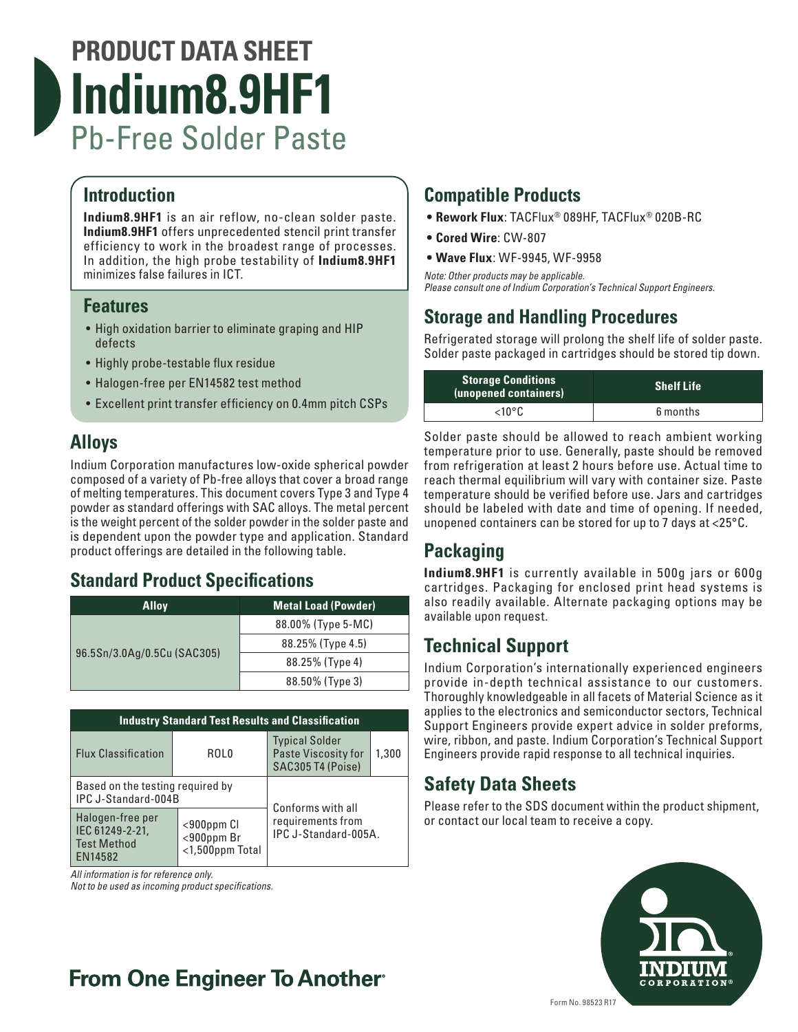# PRODUCT DATA SHEET

# Indium8.9HF1

## Pb-Free Solder Paste

## Introduction

**Indium8.9HF1** is an air reflow, no-clean solder paste. **Indium8.9HF1** offers unprecedented stencil print transfer efficiency to work in the broadest range of processes. In addition, the high probe testability of **Indium8.9HF1** minimizes false failures in ICT.

## Features

- High oxidation barrier to eliminate graping and HIP defects
- Highly probe-testable flux residue
- Halogen-free per EN14582 test method
- Excellent print transfer efficiency on 0.4mm pitch CSPs

## Alloys

Indium Corporation manufactures low-oxide spherical powder composed of a variety of Pb-free alloys that cover a broad range of melting temperatures. This document covers Type 3 and Type 4 powder as standard offerings with SAC alloys. The metal percent is the weight percent of the solder powder in the solder paste and is dependent upon the powder type and application. Standard product offerings are detailed in the following table.

## Standard Product Specifications

| Alloy | Metal Load (Powder) |
|---|---|
| 96.5Sn/3.0Ag/0.5Cu (SAC305) | 88.00% (Type 5-MC) |
| | 88.25% (Type 4.5) |
| | 88.25% (Type 4) |
| | 88.50% (Type 3) |

| Industry Standard Test Results and Classification | | | |
|---|---|---|---|
| Flux Classification | ROL0 | Typical Solder Paste Viscosity for SAC305 T4 (Poise) | 1,300 |
| Based on the testing required by IPC J-Standard-004B | | Conforms with all requirements from IPC J-Standard-005A. | |
| Halogen-free per IEC 61249-2-21, Test Method EN14582 | <900ppm Cl<br><900ppm Br<br><1,500ppm Total | | |

*All information is for reference only.*
*Not to be used as incoming product specifications.*

## Compatible Products

- **Rework Flux**: TACFlux® 089HF, TACFlux® 020B-RC
- **Cored Wire**: CW-807
- **Wave Flux**: WF-9945, WF-9958

*Note: Other products may be applicable.*
*Please consult one of Indium Corporation's Technical Support Engineers.*

## Storage and Handling Procedures

Refrigerated storage will prolong the shelf life of solder paste. Solder paste packaged in cartridges should be stored tip down.

| Storage Conditions (unopened containers) | Shelf Life |
|---|---|
| <10°C | 6 months |

Solder paste should be allowed to reach ambient working temperature prior to use. Generally, paste should be removed from refrigeration at least 2 hours before use. Actual time to reach thermal equilibrium will vary with container size. Paste temperature should be verified before use. Jars and cartridges should be labeled with date and time of opening. If needed, unopened containers can be stored for up to 7 days at <25°C.

## Packaging

**Indium8.9HF1** is currently available in 500g jars or 600g cartridges. Packaging for enclosed print head systems is also readily available. Alternate packaging options may be available upon request.

## Technical Support

Indium Corporation's internationally experienced engineers provide in-depth technical assistance to our customers. Thoroughly knowledgeable in all facets of Material Science as it applies to the electronics and semiconductor sectors, Technical Support Engineers provide expert advice in solder preforms, wire, ribbon, and paste. Indium Corporation's Technical Support Engineers provide rapid response to all technical inquiries.

## Safety Data Sheets

Please refer to the SDS document within the product shipment, or contact our local team to receive a copy.

**From One Engineer To Another®**

Form No. 98523 R17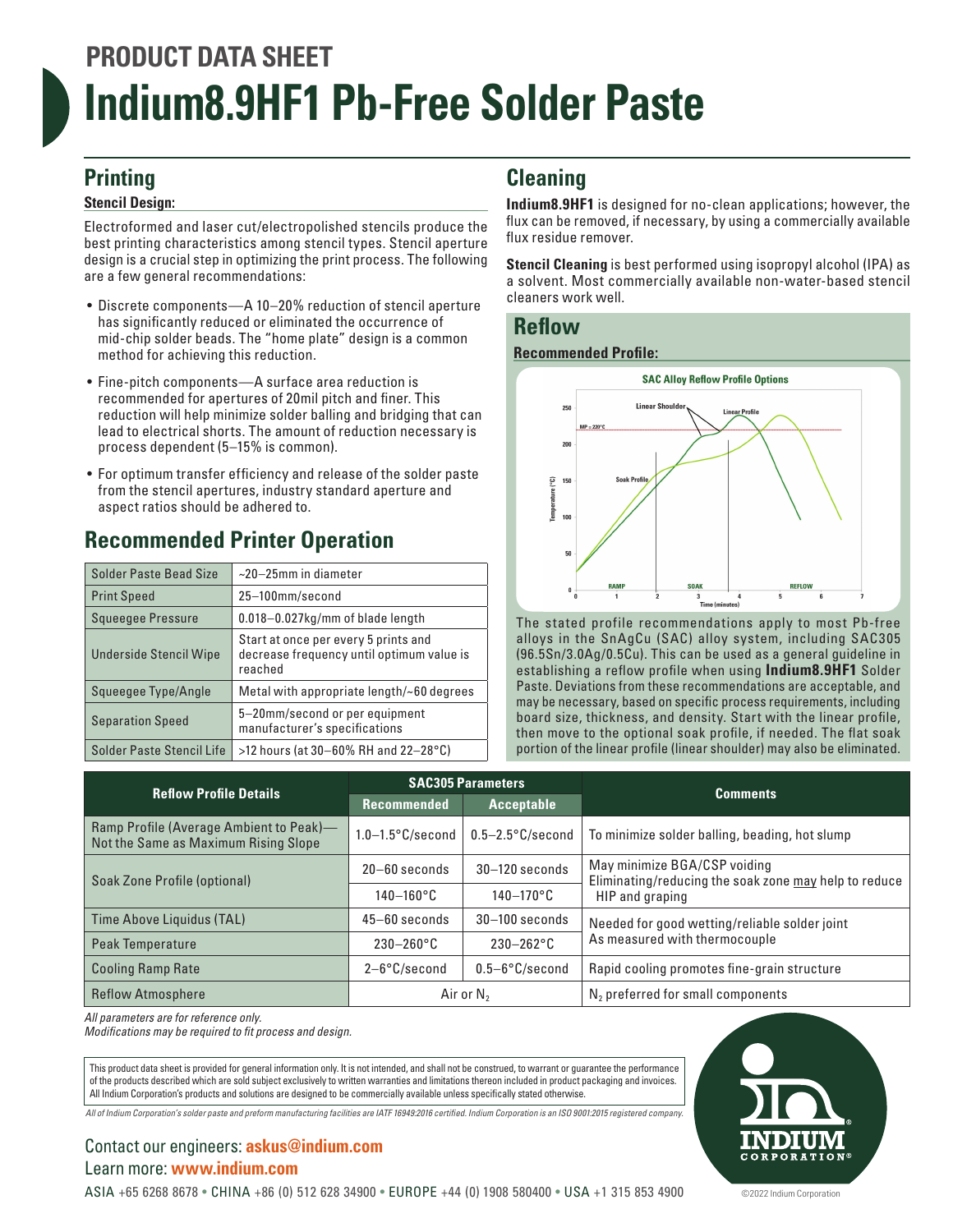# PRODUCT DATA SHEET

# Indium8.9HF1 Pb-Free Solder Paste

## Printing

### Stencil Design:

Electroformed and laser cut/electropolished stencils produce the best printing characteristics among stencil types. Stencil aperture design is a crucial step in optimizing the print process. The following are a few general recommendations:

- Discrete components—A 10–20% reduction of stencil aperture has significantly reduced or eliminated the occurrence of mid-chip solder beads. The "home plate" design is a common method for achieving this reduction.
- Fine-pitch components—A surface area reduction is recommended for apertures of 20mil pitch and finer. This reduction will help minimize solder balling and bridging that can lead to electrical shorts. The amount of reduction necessary is process dependent (5–15% is common).
- For optimum transfer efficiency and release of the solder paste from the stencil apertures, industry standard aperture and aspect ratios should be adhered to.

## Recommended Printer Operation

| | |
|---|---|
| Solder Paste Bead Size | ~20–25mm in diameter |
| Print Speed | 25–100mm/second |
| Squeegee Pressure | 0.018–0.027kg/mm of blade length |
| Underside Stencil Wipe | Start at once per every 5 prints and decrease frequency until optimum value is reached |
| Squeegee Type/Angle | Metal with appropriate length/~60 degrees |
| Separation Speed | 5–20mm/second or per equipment manufacturer's specifications |
| Solder Paste Stencil Life | >12 hours (at 30–60% RH and 22–28°C) |

## Cleaning

**Indium8.9HF1** is designed for no-clean applications; however, the flux can be removed, if necessary, by using a commercially available flux residue remover.

**Stencil Cleaning** is best performed using isopropyl alcohol (IPA) as a solvent. Most commercially available non-water-based stencil cleaners work well.

## Reflow

### Recommended Profile:

SAC Alloy Reflow Profile Options

Linear Shoulder
Linear Profile
MP ≈ 220°C
Soak Profile
Temperature (°C)
250
200
150
100
50
0
RAMP
SOAK
REFLOW
0 1 2 3 4 5 6 7
Time (minutes)

The stated profile recommendations apply to most Pb-free alloys in the SnAgCu (SAC) alloy system, including SAC305 (96.5Sn/3.0Ag/0.5Cu). This can be used as a general guideline in establishing a reflow profile when using **Indium8.9HF1** Solder Paste. Deviations from these recommendations are acceptable, and may be necessary, based on specific process requirements, including board size, thickness, and density. Start with the linear profile, then move to the optional soak profile, if needed. The flat soak portion of the linear profile (linear shoulder) may also be eliminated.

| Reflow Profile Details | SAC305 Parameters | | Comments |
|---|---|---|---|
| | Recommended | Acceptable | |
| Ramp Profile (Average Ambient to Peak)—Not the Same as Maximum Rising Slope | 1.0–1.5°C/second | 0.5–2.5°C/second | To minimize solder balling, beading, hot slump |
| Soak Zone Profile (optional) | 20–60 seconds | 30–120 seconds | May minimize BGA/CSP voiding<br>Eliminating/reducing the soak zone <u>may</u> help to reduce HIP and graping |
| | 140–160°C | 140–170°C | |
| Time Above Liquidus (TAL) | 45–60 seconds | 30–100 seconds | Needed for good wetting/reliable solder joint<br>As measured with thermocouple |
| Peak Temperature | 230–260°C | 230–262°C | |
| Cooling Ramp Rate | 2–6°C/second | 0.5–6°C/second | Rapid cooling promotes fine-grain structure |
| Reflow Atmosphere | Air or $N_2$ | | $N_2$ preferred for small components |

*All parameters are for reference only.*
*Modifications may be required to fit process and design.*

This product data sheet is provided for general information only. It is not intended, and shall not be construed, to warrant or guarantee the performance of the products described which are sold subject exclusively to written warranties and limitations thereon included in product packaging and invoices. All Indium Corporation's products and solutions are designed to be commercially available unless specifically stated otherwise.

*All of Indium Corporation's solder paste and preform manufacturing facilities are IATF 16949:2016 certified. Indium Corporation is an ISO 9001:2015 registered company.*

Contact our engineers: **askus@indium.com**
Learn more: **www.indium.com**

ASIA +65 6268 8678 • CHINA +86 (0) 512 628 34900 • EUROPE +44 (0) 1908 580400 • USA +1 315 853 4900

INDIUM CORPORATION®

©2022 Indium Corporation